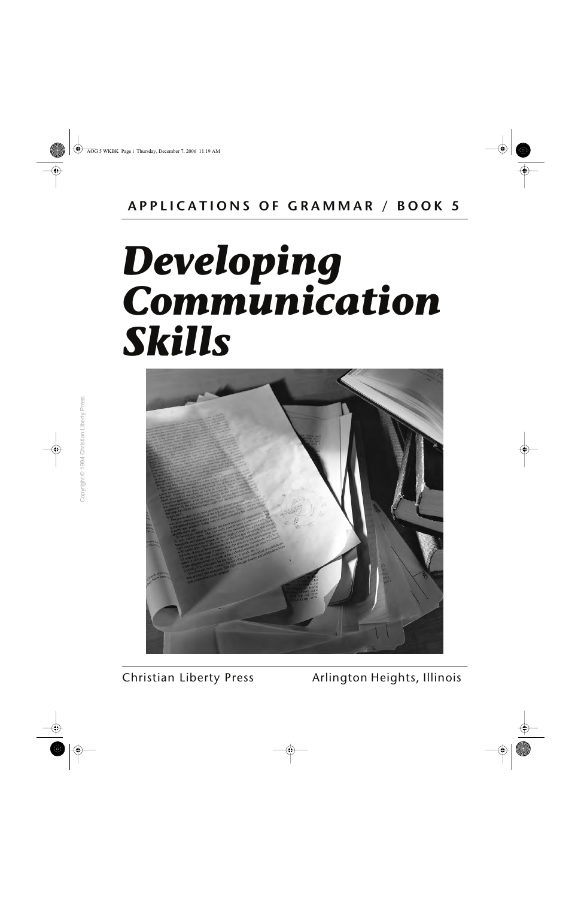APPLICATIONS OF GRAMMAR / BOOK 5

# *Developing Communication Skills*

Christian Liberty Press Arlington Heights, Illinois

Copyright © 1994 Christian Liberty Press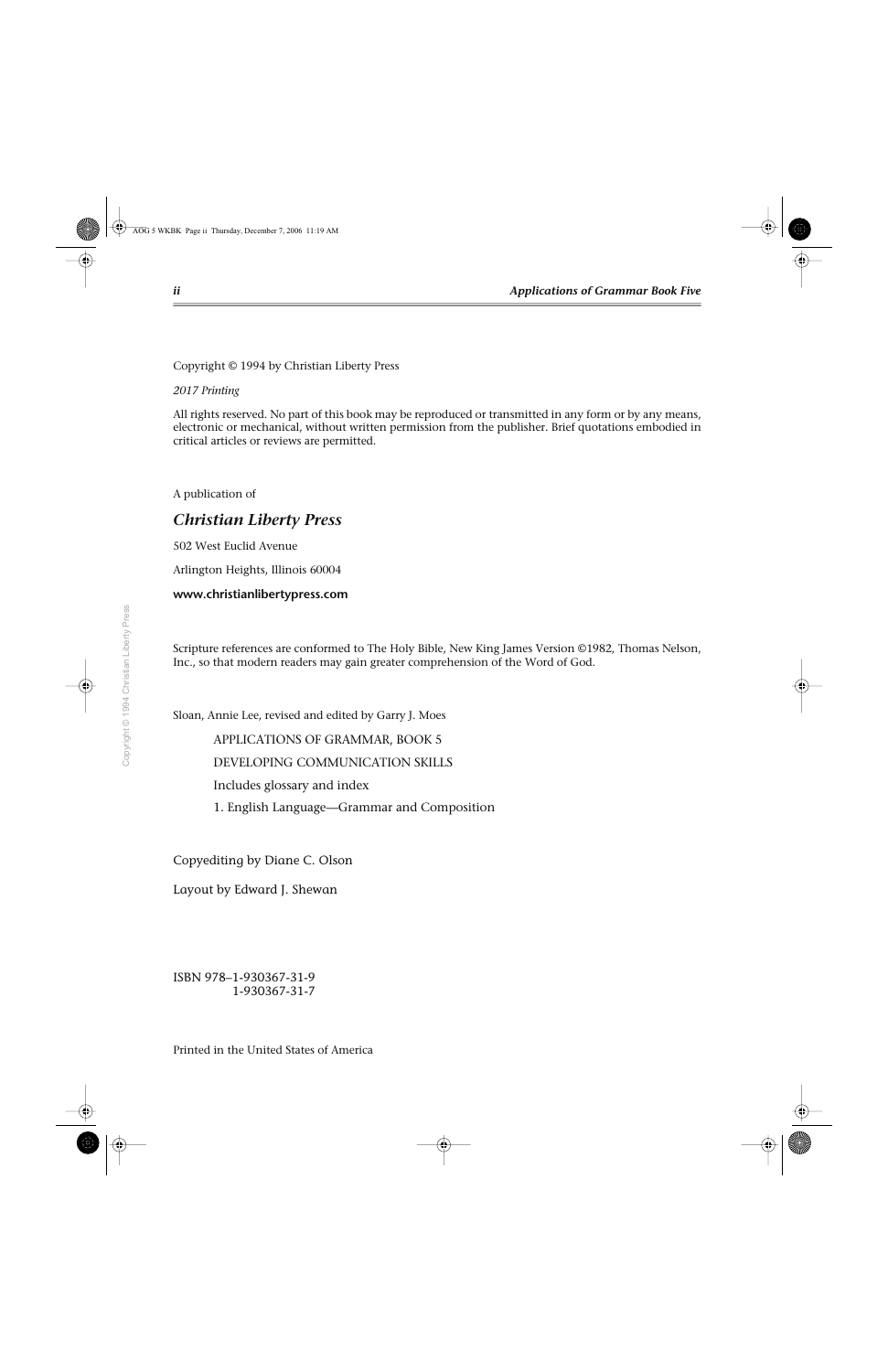Copyright © 1994 by Christian Liberty Press

*2017 Printing*

All rights reserved. No part of this book may be reproduced or transmitted in any form or by any means, electronic or mechanical, without written permission from the publisher. Brief quotations embodied in critical articles or reviews are permitted.

A publication of

***Christian Liberty Press***

502 West Euclid Avenue

Arlington Heights, Illinois 60004

**www.christianlibertypress.com**

Scripture references are conformed to The Holy Bible, New King James Version ©1982, Thomas Nelson, Inc., so that modern readers may gain greater comprehension of the Word of God.

Sloan, Annie Lee, revised and edited by Garry J. Moes

APPLICATIONS OF GRAMMAR, BOOK 5

DEVELOPING COMMUNICATION SKILLS

Includes glossary and index

1. English Language—Grammar and Composition

Copyediting by Diane C. Olson

Layout by Edward J. Shewan

ISBN 978–1-930367-31-9
1-930367-31-7

Printed in the United States of America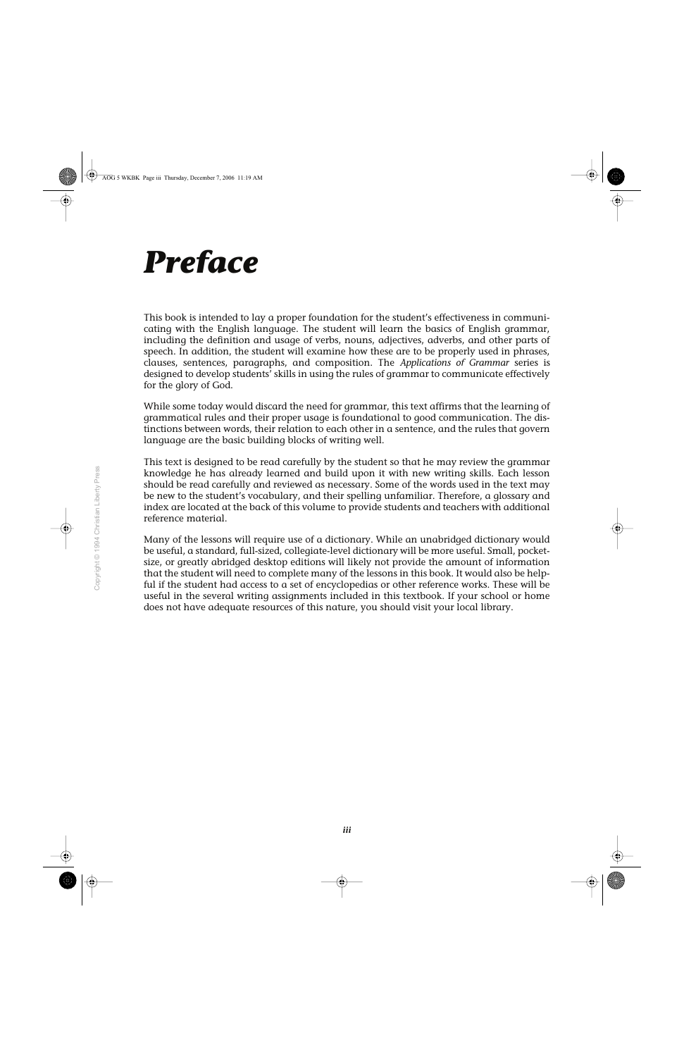# Preface

This book is intended to lay a proper foundation for the student's effectiveness in communicating with the English language. The student will learn the basics of English grammar, including the definition and usage of verbs, nouns, adjectives, adverbs, and other parts of speech. In addition, the student will examine how these are to be properly used in phrases, clauses, sentences, paragraphs, and composition. The *Applications of Grammar* series is designed to develop students' skills in using the rules of grammar to communicate effectively for the glory of God.

While some today would discard the need for grammar, this text affirms that the learning of grammatical rules and their proper usage is foundational to good communication. The distinctions between words, their relation to each other in a sentence, and the rules that govern language are the basic building blocks of writing well.

This text is designed to be read carefully by the student so that he may review the grammar knowledge he has already learned and build upon it with new writing skills. Each lesson should be read carefully and reviewed as necessary. Some of the words used in the text may be new to the student's vocabulary, and their spelling unfamiliar. Therefore, a glossary and index are located at the back of this volume to provide students and teachers with additional reference material.

Many of the lessons will require use of a dictionary. While an unabridged dictionary would be useful, a standard, full-sized, collegiate-level dictionary will be more useful. Small, pocket-size, or greatly abridged desktop editions will likely not provide the amount of information that the student will need to complete many of the lessons in this book. It would also be helpful if the student had access to a set of encyclopedias or other reference works. These will be useful in the several writing assignments included in this textbook. If your school or home does not have adequate resources of this nature, you should visit your local library.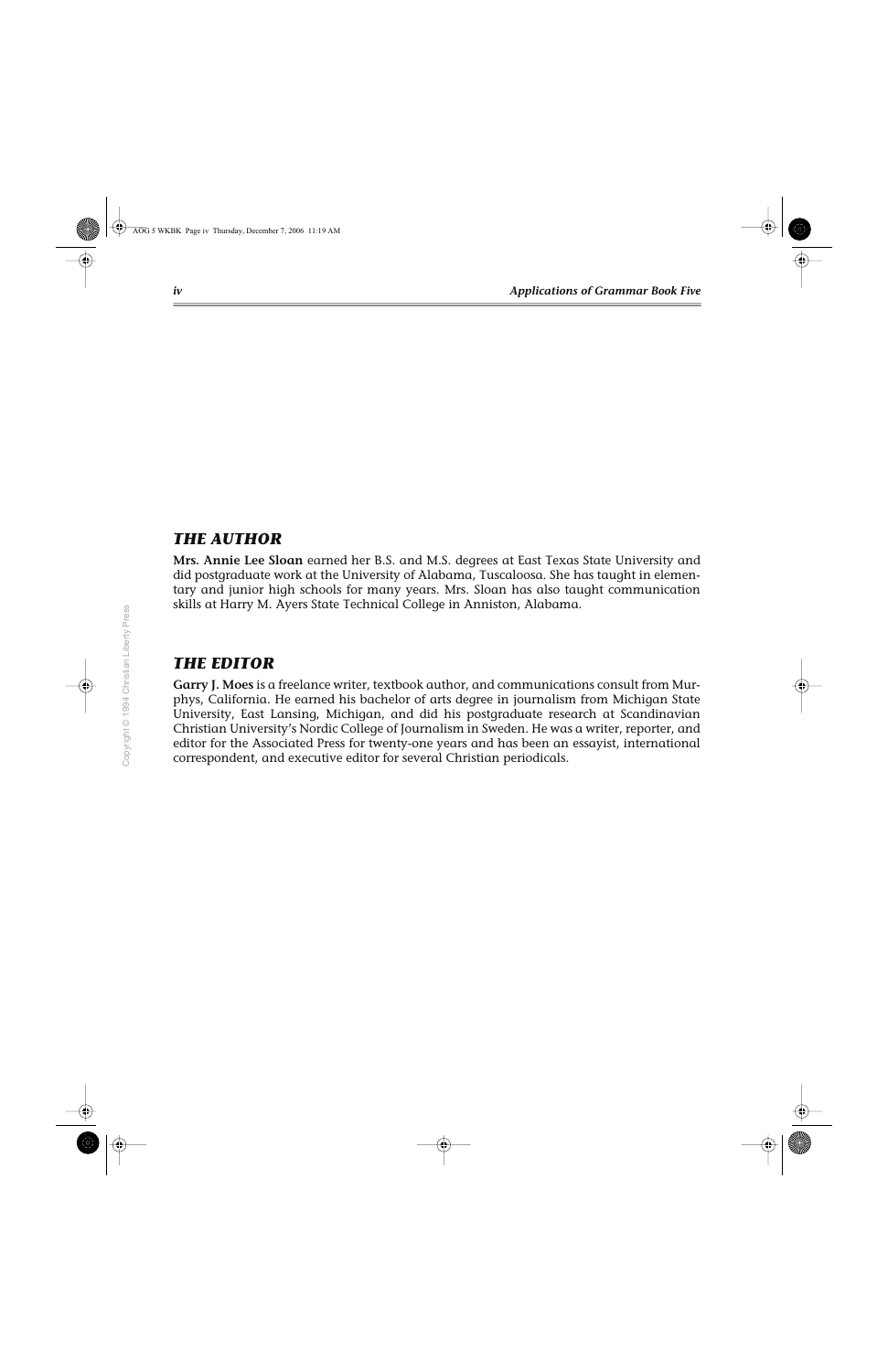## *THE AUTHOR*

**Mrs. Annie Lee Sloan** earned her B.S. and M.S. degrees at East Texas State University and did postgraduate work at the University of Alabama, Tuscaloosa. She has taught in elementary and junior high schools for many years. Mrs. Sloan has also taught communication skills at Harry M. Ayers State Technical College in Anniston, Alabama.

## *THE EDITOR*

**Garry J. Moes** is a freelance writer, textbook author, and communications consult from Murphys, California. He earned his bachelor of arts degree in journalism from Michigan State University, East Lansing, Michigan, and did his postgraduate research at Scandinavian Christian University's Nordic College of Journalism in Sweden. He was a writer, reporter, and editor for the Associated Press for twenty-one years and has been an essayist, international correspondent, and executive editor for several Christian periodicals.

Copyright © 1994 Christian Liberty Press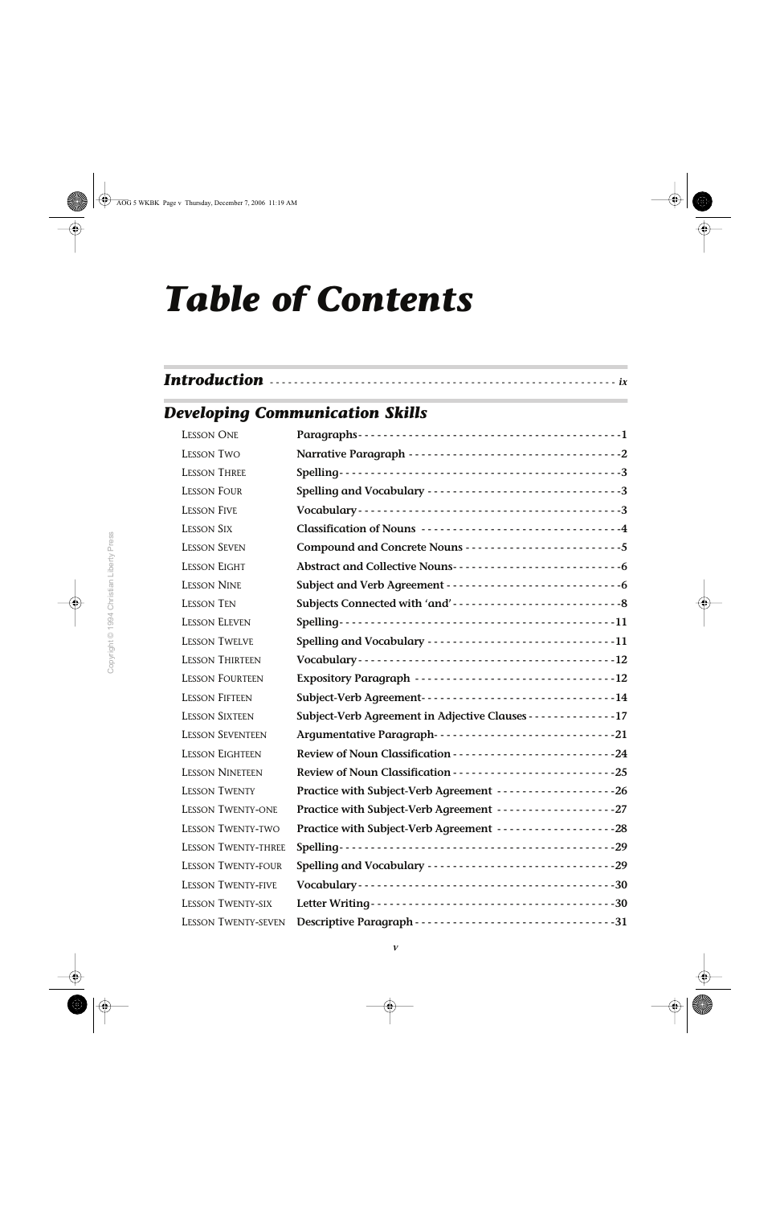# Table of Contents

## *Introduction* - - - - - - - - - - - - - - - - - - - - - - - - - - - - - - - - - - *ix*

## *Developing Communication Skills*

| | | |
|---|---|---|
| Lesson One | **Paragraphs** | **1** |
| Lesson Two | **Narrative Paragraph** | **2** |
| Lesson Three | **Spelling** | **3** |
| Lesson Four | **Spelling and Vocabulary** | **3** |
| Lesson Five | **Vocabulary** | **3** |
| Lesson Six | **Classification of Nouns** | **4** |
| Lesson Seven | **Compound and Concrete Nouns** | **5** |
| Lesson Eight | **Abstract and Collective Nouns** | **6** |
| Lesson Nine | **Subject and Verb Agreement** | **6** |
| Lesson Ten | **Subjects Connected with 'and'** | **8** |
| Lesson Eleven | **Spelling** | **11** |
| Lesson Twelve | **Spelling and Vocabulary** | **11** |
| Lesson Thirteen | **Vocabulary** | **12** |
| Lesson Fourteen | **Expository Paragraph** | **12** |
| Lesson Fifteen | **Subject-Verb Agreement** | **14** |
| Lesson Sixteen | **Subject-Verb Agreement in Adjective Clauses** | **17** |
| Lesson Seventeen | **Argumentative Paragraph** | **21** |
| Lesson Eighteen | **Review of Noun Classification** | **24** |
| Lesson Nineteen | **Review of Noun Classification** | **25** |
| Lesson Twenty | **Practice with Subject-Verb Agreement** | **26** |
| Lesson Twenty-one | **Practice with Subject-Verb Agreement** | **27** |
| Lesson Twenty-two | **Practice with Subject-Verb Agreement** | **28** |
| Lesson Twenty-three | **Spelling** | **29** |
| Lesson Twenty-four | **Spelling and Vocabulary** | **29** |
| Lesson Twenty-five | **Vocabulary** | **30** |
| Lesson Twenty-six | **Letter Writing** | **30** |
| Lesson Twenty-seven | **Descriptive Paragraph** | **31** |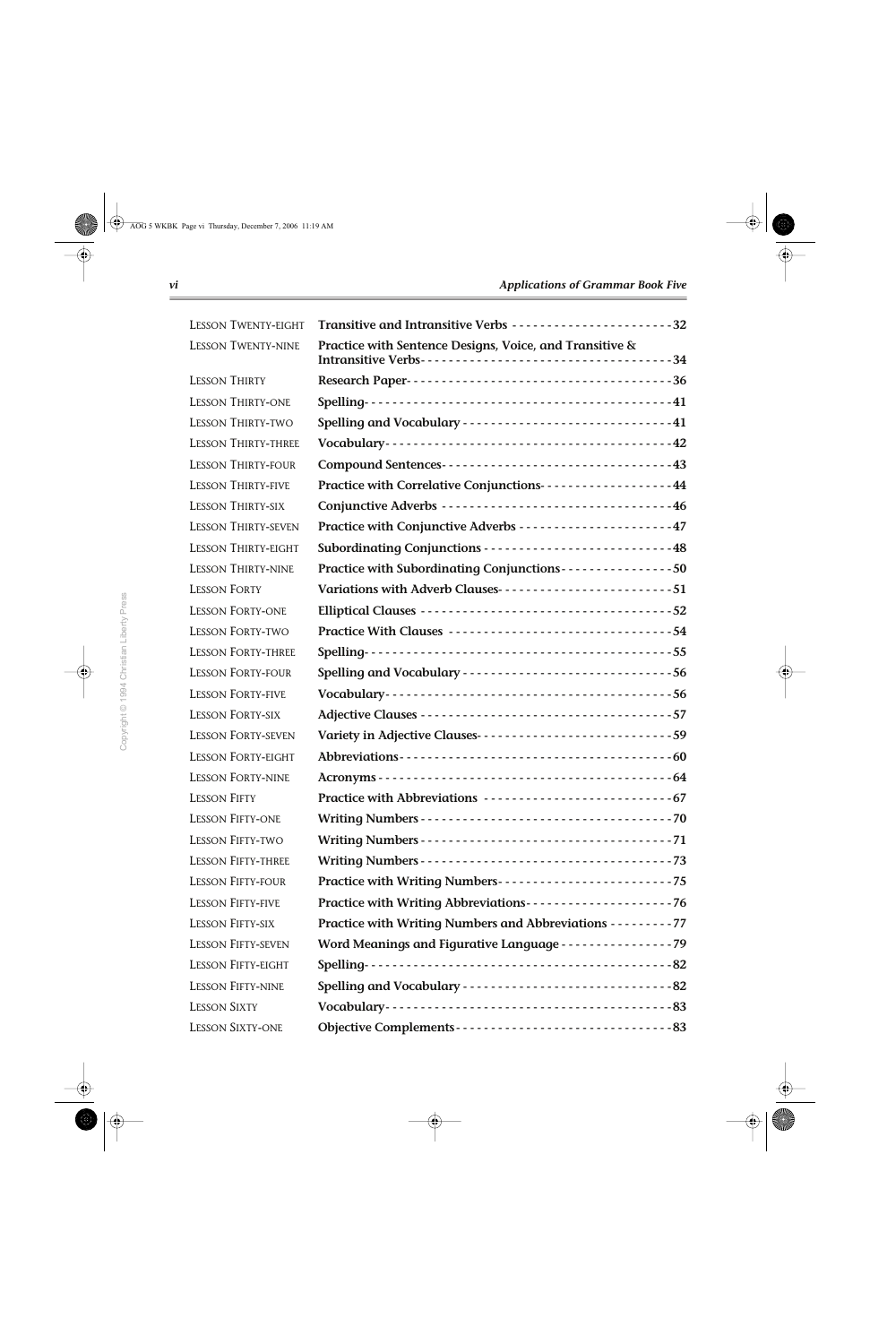| | | |
|---|---|---|
| Lesson Twenty-eight | **Transitive and Intransitive Verbs** | **32** |
| Lesson Twenty-nine | **Practice with Sentence Designs, Voice, and Transitive & Intransitive Verbs** | **34** |
| Lesson Thirty | **Research Paper** | **36** |
| Lesson Thirty-one | **Spelling** | **41** |
| Lesson Thirty-two | **Spelling and Vocabulary** | **41** |
| Lesson Thirty-three | **Vocabulary** | **42** |
| Lesson Thirty-four | **Compound Sentences** | **43** |
| Lesson Thirty-five | **Practice with Correlative Conjunctions** | **44** |
| Lesson Thirty-six | **Conjunctive Adverbs** | **46** |
| Lesson Thirty-seven | **Practice with Conjunctive Adverbs** | **47** |
| Lesson Thirty-eight | **Subordinating Conjunctions** | **48** |
| Lesson Thirty-nine | **Practice with Subordinating Conjunctions** | **50** |
| Lesson Forty | **Variations with Adverb Clauses** | **51** |
| Lesson Forty-one | **Elliptical Clauses** | **52** |
| Lesson Forty-two | **Practice With Clauses** | **54** |
| Lesson Forty-three | **Spelling** | **55** |
| Lesson Forty-four | **Spelling and Vocabulary** | **56** |
| Lesson Forty-five | **Vocabulary** | **56** |
| Lesson Forty-six | **Adjective Clauses** | **57** |
| Lesson Forty-seven | **Variety in Adjective Clauses** | **59** |
| Lesson Forty-eight | **Abbreviations** | **60** |
| Lesson Forty-nine | **Acronyms** | **64** |
| Lesson Fifty | **Practice with Abbreviations** | **67** |
| Lesson Fifty-one | **Writing Numbers** | **70** |
| Lesson Fifty-two | **Writing Numbers** | **71** |
| Lesson Fifty-three | **Writing Numbers** | **73** |
| Lesson Fifty-four | **Practice with Writing Numbers** | **75** |
| Lesson Fifty-five | **Practice with Writing Abbreviations** | **76** |
| Lesson Fifty-six | **Practice with Writing Numbers and Abbreviations** | **77** |
| Lesson Fifty-seven | **Word Meanings and Figurative Language** | **79** |
| Lesson Fifty-eight | **Spelling** | **82** |
| Lesson Fifty-nine | **Spelling and Vocabulary** | **82** |
| Lesson Sixty | **Vocabulary** | **83** |
| Lesson Sixty-one | **Objective Complements** | **83** |

Copyright © 1994 Christian Liberty Press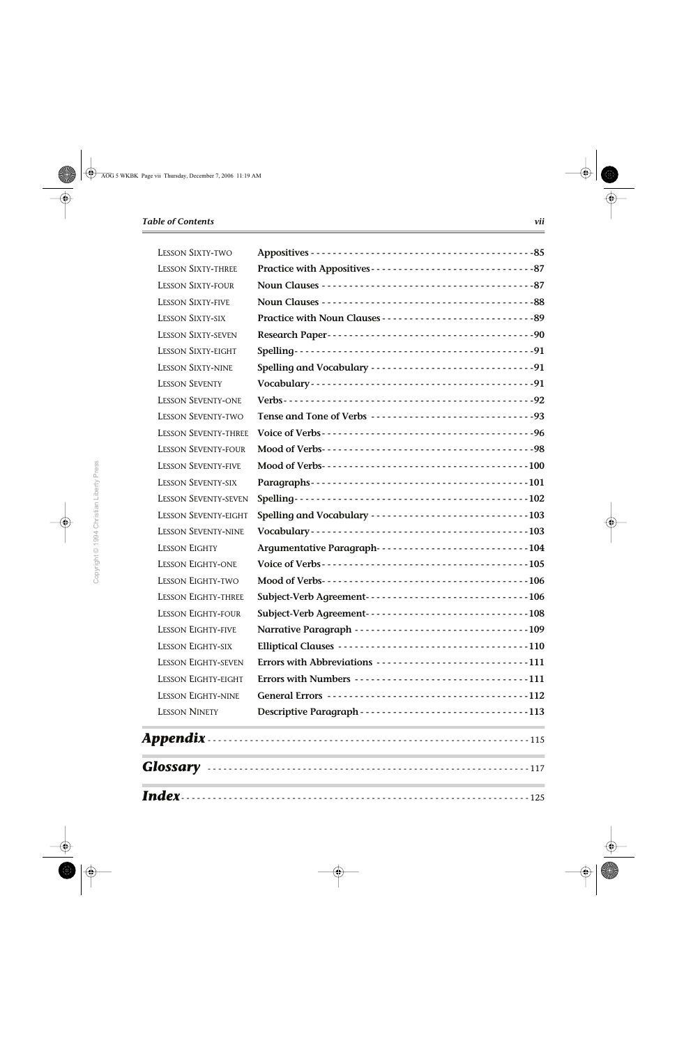| | | |
|---|---|---|
| Lesson Sixty-two | **Appositives** | **85** |
| Lesson Sixty-three | **Practice with Appositives** | **87** |
| Lesson Sixty-four | **Noun Clauses** | **87** |
| Lesson Sixty-five | **Noun Clauses** | **88** |
| Lesson Sixty-six | **Practice with Noun Clauses** | **89** |
| Lesson Sixty-seven | **Research Paper** | **90** |
| Lesson Sixty-eight | **Spelling** | **91** |
| Lesson Sixty-nine | **Spelling and Vocabulary** | **91** |
| Lesson Seventy | **Vocabulary** | **91** |
| Lesson Seventy-one | **Verbs** | **92** |
| Lesson Seventy-two | **Tense and Tone of Verbs** | **93** |
| Lesson Seventy-three | **Voice of Verbs** | **96** |
| Lesson Seventy-four | **Mood of Verbs** | **98** |
| Lesson Seventy-five | **Mood of Verbs** | **100** |
| Lesson Seventy-six | **Paragraphs** | **101** |
| Lesson Seventy-seven | **Spelling** | **102** |
| Lesson Seventy-eight | **Spelling and Vocabulary** | **103** |
| Lesson Seventy-nine | **Vocabulary** | **103** |
| Lesson Eighty | **Argumentative Paragraph** | **104** |
| Lesson Eighty-one | **Voice of Verbs** | **105** |
| Lesson Eighty-two | **Mood of Verbs** | **106** |
| Lesson Eighty-three | **Subject-Verb Agreement** | **106** |
| Lesson Eighty-four | **Subject-Verb Agreement** | **108** |
| Lesson Eighty-five | **Narrative Paragraph** | **109** |
| Lesson Eighty-six | **Elliptical Clauses** | **110** |
| Lesson Eighty-seven | **Errors with Abbreviations** | **111** |
| Lesson Eighty-eight | **Errors with Numbers** | **111** |
| Lesson Eighty-nine | **General Errors** | **112** |
| Lesson Ninety | **Descriptive Paragraph** | **113** |

## *Appendix* - - - 115

## *Glossary* - - - 117

## *Index* - - - 125

Copyright © 1994 Christian Liberty Press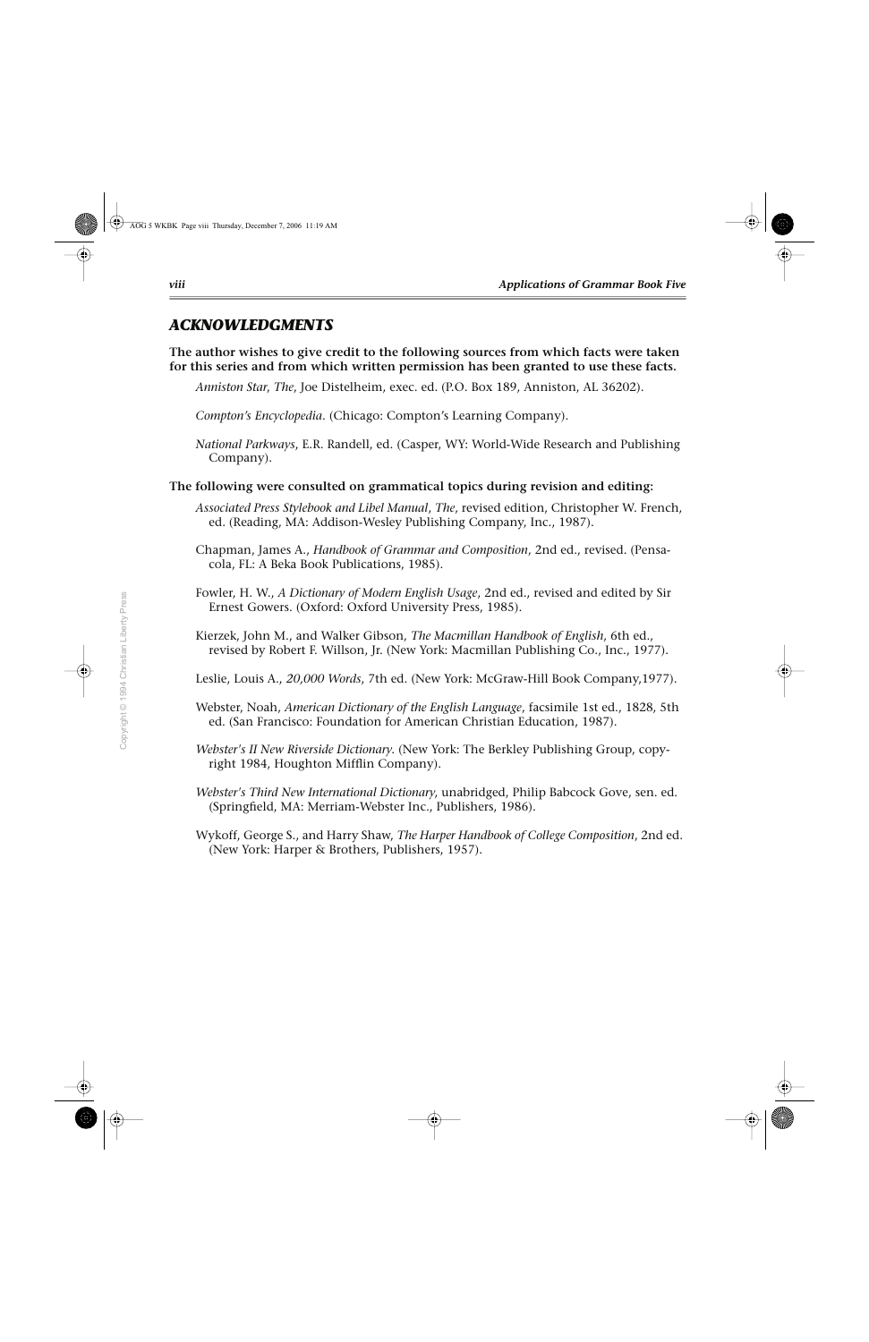## *ACKNOWLEDGMENTS*

**The author wishes to give credit to the following sources from which facts were taken for this series and from which written permission has been granted to use these facts.**

*Anniston Star*, *The*, Joe Distelheim, exec. ed. (P.O. Box 189, Anniston, AL 36202).

*Compton's Encyclopedia*. (Chicago: Compton's Learning Company).

*National Parkways*, E.R. Randell, ed. (Casper, WY: World-Wide Research and Publishing Company).

**The following were consulted on grammatical topics during revision and editing:**

*Associated Press Stylebook and Libel Manual*, *The*, revised edition, Christopher W. French, ed. (Reading, MA: Addison-Wesley Publishing Company, Inc., 1987).

Chapman, James A., *Handbook of Grammar and Composition*, 2nd ed., revised. (Pensacola, FL: A Beka Book Publications, 1985).

Fowler, H. W., *A Dictionary of Modern English Usage*, 2nd ed., revised and edited by Sir Ernest Gowers. (Oxford: Oxford University Press, 1985).

Kierzek, John M., and Walker Gibson, *The Macmillan Handbook of English*, 6th ed., revised by Robert F. Willson, Jr. (New York: Macmillan Publishing Co., Inc., 1977).

Leslie, Louis A., *20,000 Words*, 7th ed. (New York: McGraw-Hill Book Company,1977).

Webster, Noah, *American Dictionary of the English Language*, facsimile 1st ed., 1828, 5th ed. (San Francisco: Foundation for American Christian Education, 1987).

*Webster's II New Riverside Dictionary.* (New York: The Berkley Publishing Group, copyright 1984, Houghton Mifflin Company).

*Webster's Third New International Dictionary*, unabridged, Philip Babcock Gove, sen. ed. (Springfield, MA: Merriam-Webster Inc., Publishers, 1986).

Wykoff, George S., and Harry Shaw, *The Harper Handbook of College Composition*, 2nd ed. (New York: Harper & Brothers, Publishers, 1957).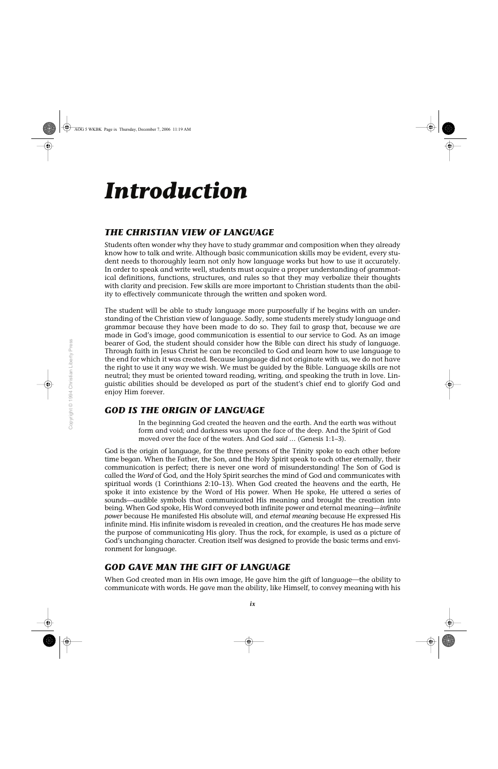# *Introduction*

## *THE CHRISTIAN VIEW OF LANGUAGE*

Students often wonder why they have to study grammar and composition when they already know how to talk and write. Although basic communication skills may be evident, every student needs to thoroughly learn not only how language works but how to use it accurately. In order to speak and write well, students must acquire a proper understanding of grammatical definitions, functions, structures, and rules so that they may verbalize their thoughts with clarity and precision. Few skills are more important to Christian students than the ability to effectively communicate through the written and spoken word.

The student will be able to study language more purposefully if he begins with an understanding of the Christian view of language. Sadly, some students merely study language and grammar because they have been made to do so. They fail to grasp that, because we are made in God's image, good communication is essential to our service to God. As an image bearer of God, the student should consider how the Bible can direct his study of language. Through faith in Jesus Christ he can be reconciled to God and learn how to use language to the end for which it was created. Because language did not originate with us, we do not have the right to use it any way we wish. We must be guided by the Bible. Language skills are not neutral; they must be oriented toward reading, writing, and speaking the truth in love. Linguistic abilities should be developed as part of the student's chief end to glorify God and enjoy Him forever.

## *GOD IS THE ORIGIN OF LANGUAGE*

> In the beginning God created the heaven and the earth. And the earth was without form and void; and darkness was upon the face of the deep. And the Spirit of God moved over the face of the waters. And God *said* … (Genesis 1:1–3).

God is the origin of language, for the three persons of the Trinity spoke to each other before time began. When the Father, the Son, and the Holy Spirit speak to each other eternally, their communication is perfect; there is never one word of misunderstanding! The Son of God is called the *Word* of God, and the Holy Spirit searches the mind of God and communicates with spiritual words (1 Corinthians 2:10–13). When God created the heavens and the earth, He spoke it into existence by the Word of His power. When He spoke, He uttered a series of sounds—audible symbols that communicated His meaning and brought the creation into being. When God spoke, His Word conveyed both infinite power and eternal meaning—*infinite power* because He manifested His absolute will, and *eternal meaning* because He expressed His infinite mind. His infinite wisdom is revealed in creation, and the creatures He has made serve the purpose of communicating His glory. Thus the rock, for example, is used as a picture of God's unchanging character. Creation itself was designed to provide the basic terms and environment for language.

## *GOD GAVE MAN THE GIFT OF LANGUAGE*

When God created man in His own image, He gave him the gift of language—the ability to communicate with words. He gave man the ability, like Himself, to convey meaning with his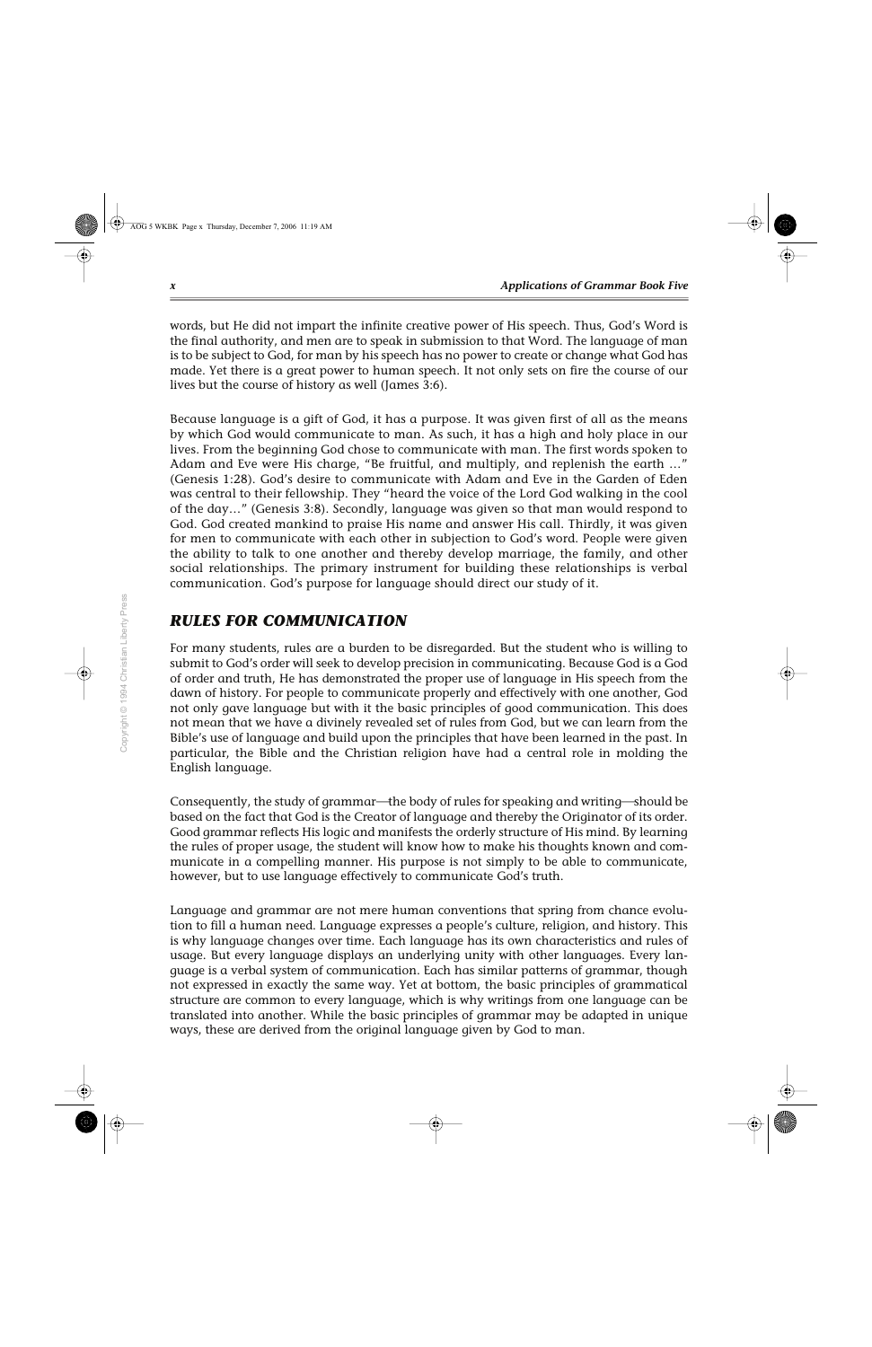words, but He did not impart the infinite creative power of His speech. Thus, God's Word is the final authority, and men are to speak in submission to that Word. The language of man is to be subject to God, for man by his speech has no power to create or change what God has made. Yet there is a great power to human speech. It not only sets on fire the course of our lives but the course of history as well (James 3:6).

Because language is a gift of God, it has a purpose. It was given first of all as the means by which God would communicate to man. As such, it has a high and holy place in our lives. From the beginning God chose to communicate with man. The first words spoken to Adam and Eve were His charge, "Be fruitful, and multiply, and replenish the earth …" (Genesis 1:28). God's desire to communicate with Adam and Eve in the Garden of Eden was central to their fellowship. They "heard the voice of the Lord God walking in the cool of the day…" (Genesis 3:8). Secondly, language was given so that man would respond to God. God created mankind to praise His name and answer His call. Thirdly, it was given for men to communicate with each other in subjection to God's word. People were given the ability to talk to one another and thereby develop marriage, the family, and other social relationships. The primary instrument for building these relationships is verbal communication. God's purpose for language should direct our study of it.

## RULES FOR COMMUNICATION

For many students, rules are a burden to be disregarded. But the student who is willing to submit to God's order will seek to develop precision in communicating. Because God is a God of order and truth, He has demonstrated the proper use of language in His speech from the dawn of history. For people to communicate properly and effectively with one another, God not only gave language but with it the basic principles of good communication. This does not mean that we have a divinely revealed set of rules from God, but we can learn from the Bible's use of language and build upon the principles that have been learned in the past. In particular, the Bible and the Christian religion have had a central role in molding the English language.

Consequently, the study of grammar—the body of rules for speaking and writing—should be based on the fact that God is the Creator of language and thereby the Originator of its order. Good grammar reflects His logic and manifests the orderly structure of His mind. By learning the rules of proper usage, the student will know how to make his thoughts known and communicate in a compelling manner. His purpose is not simply to be able to communicate, however, but to use language effectively to communicate God's truth.

Language and grammar are not mere human conventions that spring from chance evolution to fill a human need. Language expresses a people's culture, religion, and history. This is why language changes over time. Each language has its own characteristics and rules of usage. But every language displays an underlying unity with other languages. Every language is a verbal system of communication. Each has similar patterns of grammar, though not expressed in exactly the same way. Yet at bottom, the basic principles of grammatical structure are common to every language, which is why writings from one language can be translated into another. While the basic principles of grammar may be adapted in unique ways, these are derived from the original language given by God to man.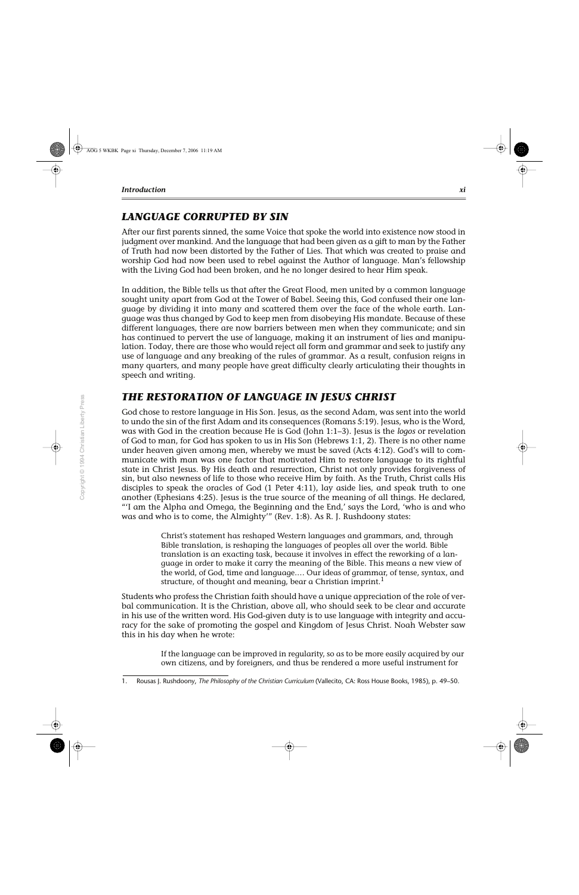## *LANGUAGE CORRUPTED BY SIN*

After our first parents sinned, the same Voice that spoke the world into existence now stood in judgment over mankind. And the language that had been given as a gift to man by the Father of Truth had now been distorted by the Father of Lies. That which was created to praise and worship God had now been used to rebel against the Author of language. Man's fellowship with the Living God had been broken, and he no longer desired to hear Him speak.

In addition, the Bible tells us that after the Great Flood, men united by a common language sought unity apart from God at the Tower of Babel. Seeing this, God confused their one language by dividing it into many and scattered them over the face of the whole earth. Language was thus changed by God to keep men from disobeying His mandate. Because of these different languages, there are now barriers between men when they communicate; and sin has continued to pervert the use of language, making it an instrument of lies and manipulation. Today, there are those who would reject all form and grammar and seek to justify any use of language and any breaking of the rules of grammar. As a result, confusion reigns in many quarters, and many people have great difficulty clearly articulating their thoughts in speech and writing.

## *THE RESTORATION OF LANGUAGE IN JESUS CHRIST*

God chose to restore language in His Son. Jesus, as the second Adam, was sent into the world to undo the sin of the first Adam and its consequences (Romans 5:19). Jesus, who is the Word, was with God in the creation because He is God (John 1:1–3). Jesus is the *logos* or revelation of God to man, for God has spoken to us in His Son (Hebrews 1:1, 2). There is no other name under heaven given among men, whereby we must be saved (Acts 4:12). God's will to communicate with man was one factor that motivated Him to restore language to its rightful state in Christ Jesus. By His death and resurrection, Christ not only provides forgiveness of sin, but also newness of life to those who receive Him by faith. As the Truth, Christ calls His disciples to speak the oracles of God (1 Peter 4:11), lay aside lies, and speak truth to one another (Ephesians 4:25). Jesus is the true source of the meaning of all things. He declared, "'I am the Alpha and Omega, the Beginning and the End,' says the Lord, 'who is and who was and who is to come, the Almighty'" (Rev. 1:8). As R. J. Rushdoony states:

> Christ's statement has reshaped Western languages and grammars, and, through Bible translation, is reshaping the languages of peoples all over the world. Bible translation is an exacting task, because it involves in effect the reworking of a language in order to make it carry the meaning of the Bible. This means a new view of the world, of God, time and language.… Our ideas of grammar, of tense, syntax, and structure, of thought and meaning, bear a Christian imprint.[1]

Students who profess the Christian faith should have a unique appreciation of the role of verbal communication. It is the Christian, above all, who should seek to be clear and accurate in his use of the written word. His God-given duty is to use language with integrity and accuracy for the sake of promoting the gospel and Kingdom of Jesus Christ. Noah Webster saw this in his day when he wrote:

> If the language can be improved in regularity, so as to be more easily acquired by our own citizens, and by foreigners, and thus be rendered a more useful instrument for

1. Rousas J. Rushdoony, *The Philosophy of the Christian Curriculum* (Vallecito, CA: Ross House Books, 1985), p. 49–50.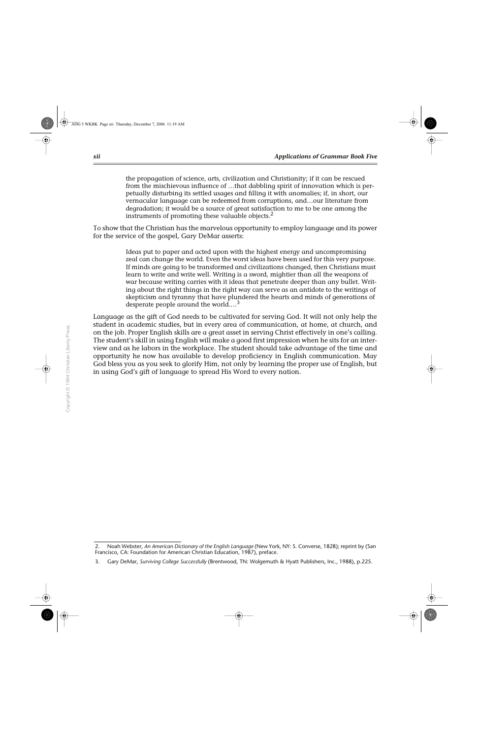> the propagation of science, arts, civilization and Christianity; if it can be rescued from the mischievous influence of …that dabbling spirit of innovation which is perpetually disturbing its settled usages and filling it with anomalies; if, in short, our vernacular language can be redeemed from corruptions, and…our literature from degradation; it would be a source of great satisfaction to me to be one among the instruments of promoting these valuable objects.[2]

To show that the Christian has the marvelous opportunity to employ language and its power for the service of the gospel, Gary DeMar asserts:

> Ideas put to paper and acted upon with the highest energy and uncompromising zeal can change the world. Even the worst ideas have been used for this very purpose. If minds are going to be transformed and civilizations changed, then Christians must learn to write and write well. Writing is a sword, mightier than all the weapons of war because writing carries with it ideas that penetrate deeper than any bullet. Writing about the right things in the right way can serve as an antidote to the writings of skepticism and tyranny that have plundered the hearts and minds of generations of desperate people around the world.…[3]

Language as the gift of God needs to be cultivated for serving God. It will not only help the student in academic studies, but in every area of communication, at home, at church, and on the job. Proper English skills are a great asset in serving Christ effectively in one's calling. The student's skill in using English will make a good first impression when he sits for an interview and as he labors in the workplace. The student should take advantage of the time and opportunity he now has available to develop proficiency in English communication. May God bless you as you seek to glorify Him, not only by learning the proper use of English, but in using God's gift of language to spread His Word to every nation.

---

2. Noah Webster, *An American Dictionary of the English Language* (New York, NY: S. Converse, 1828); reprint by (San Francisco, CA: Foundation for American Christian Education, 1987), preface.

3. Gary DeMar, *Surviving College Successfully* (Brentwood, TN: Wolgemuth & Hyatt Publishers, Inc., 1988), p.225.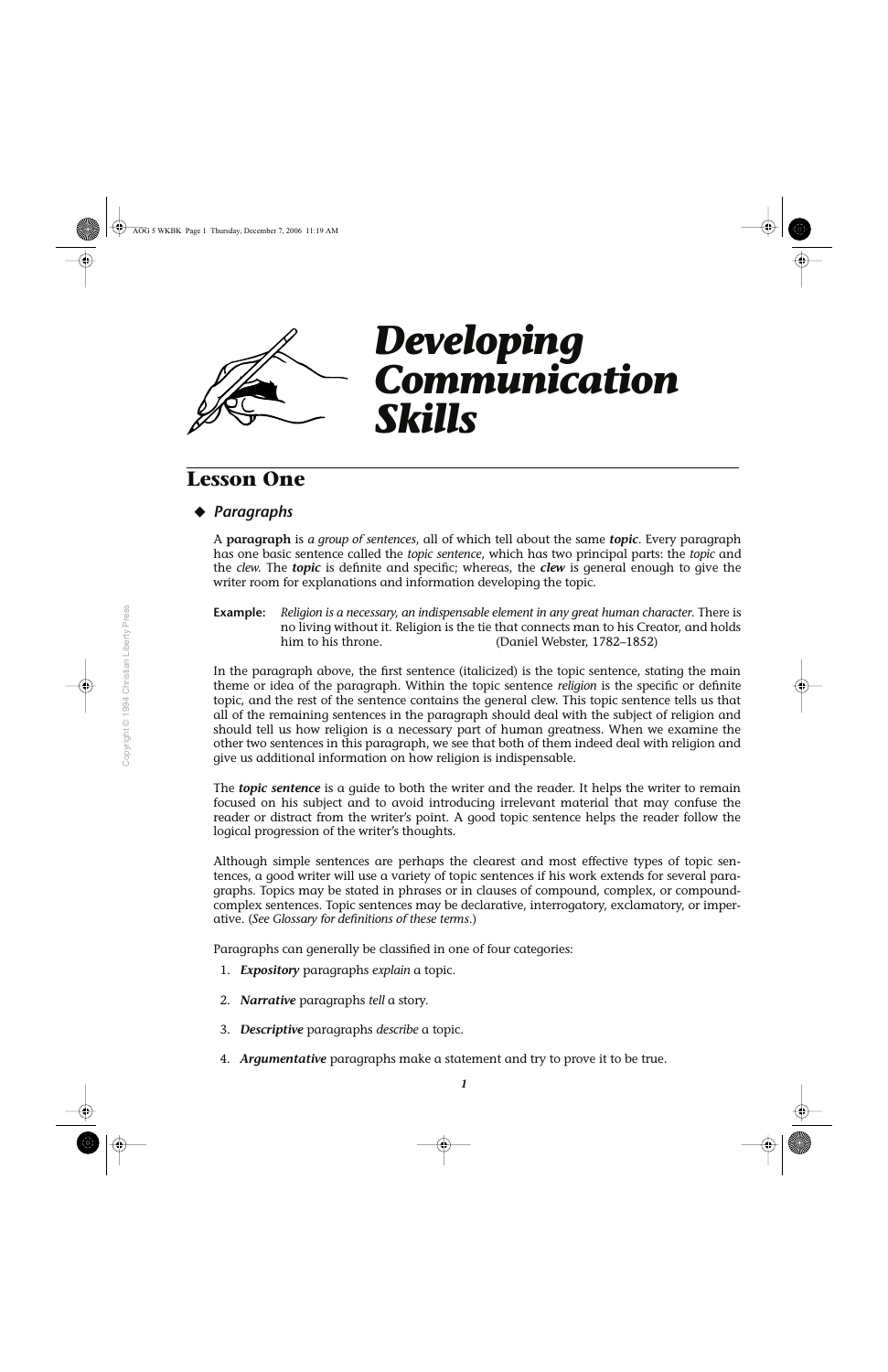# Developing Communication Skills

## Lesson One

### ◆ *Paragraphs*

A **paragraph** is *a group of sentences*, all of which tell about the same ***topic***. Every paragraph has one basic sentence called the *topic sentence*, which has two principal parts: the *topic* and the *clew.* The ***topic*** is definite and specific; whereas, the ***clew*** is general enough to give the writer room for explanations and information developing the topic.

**Example:** *Religion is a necessary, an indispensable element in any great human character.* There is no living without it. Religion is the tie that connects man to his Creator, and holds him to his throne. (Daniel Webster, 1782–1852)

In the paragraph above, the first sentence (italicized) is the topic sentence, stating the main theme or idea of the paragraph. Within the topic sentence *religion* is the specific or definite topic, and the rest of the sentence contains the general clew. This topic sentence tells us that all of the remaining sentences in the paragraph should deal with the subject of religion and should tell us how religion is a necessary part of human greatness. When we examine the other two sentences in this paragraph, we see that both of them indeed deal with religion and give us additional information on how religion is indispensable.

The ***topic sentence*** is a guide to both the writer and the reader. It helps the writer to remain focused on his subject and to avoid introducing irrelevant material that may confuse the reader or distract from the writer's point. A good topic sentence helps the reader follow the logical progression of the writer's thoughts.

Although simple sentences are perhaps the clearest and most effective types of topic sentences, a good writer will use a variety of topic sentences if his work extends for several paragraphs. Topics may be stated in phrases or in clauses of compound, complex, or compound-complex sentences. Topic sentences may be declarative, interrogatory, exclamatory, or imperative. (*See Glossary for definitions of these terms*.)

Paragraphs can generally be classified in one of four categories:

1. ***Expository*** paragraphs *explain* a topic.
2. ***Narrative*** paragraphs *tell* a story.
3. ***Descriptive*** paragraphs *describe* a topic.
4. ***Argumentative*** paragraphs make a statement and try to prove it to be true.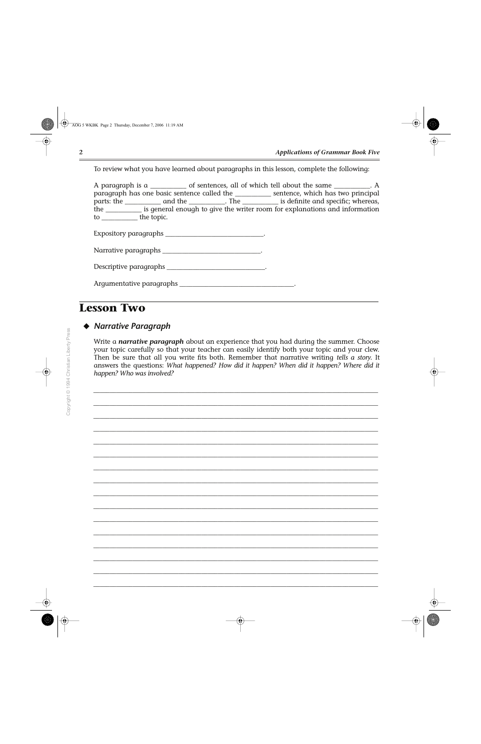To review what you have learned about paragraphs in this lesson, complete the following:

A paragraph is a __________ of sentences, all of which tell about the same __________. A paragraph has one basic sentence called the __________ sentence, which has two principal parts: the __________ and the __________. The __________ is definite and specific; whereas, the __________ is general enough to give the writer room for explanations and information to __________ the topic.

Expository paragraphs ____________________________.

Narrative paragraphs ____________________________.

Descriptive paragraphs ____________________________.

Argumentative paragraphs ________________________________.

# Lesson Two

## ◆ *Narrative Paragraph*

Write a ***narrative paragraph*** about an experience that you had during the summer. Choose your topic carefully so that your teacher can easily identify both your topic and your clew. Then be sure that all you write fits both. Remember that narrative writing *tells a story.* It answers the questions: *What happened? How did it happen? When did it happen? Where did it happen? Who was involved?*

______________________________________________________________________________

______________________________________________________________________________

______________________________________________________________________________

______________________________________________________________________________

______________________________________________________________________________

______________________________________________________________________________

______________________________________________________________________________

______________________________________________________________________________

______________________________________________________________________________

______________________________________________________________________________

______________________________________________________________________________

______________________________________________________________________________

______________________________________________________________________________

______________________________________________________________________________

______________________________________________________________________________

______________________________________________________________________________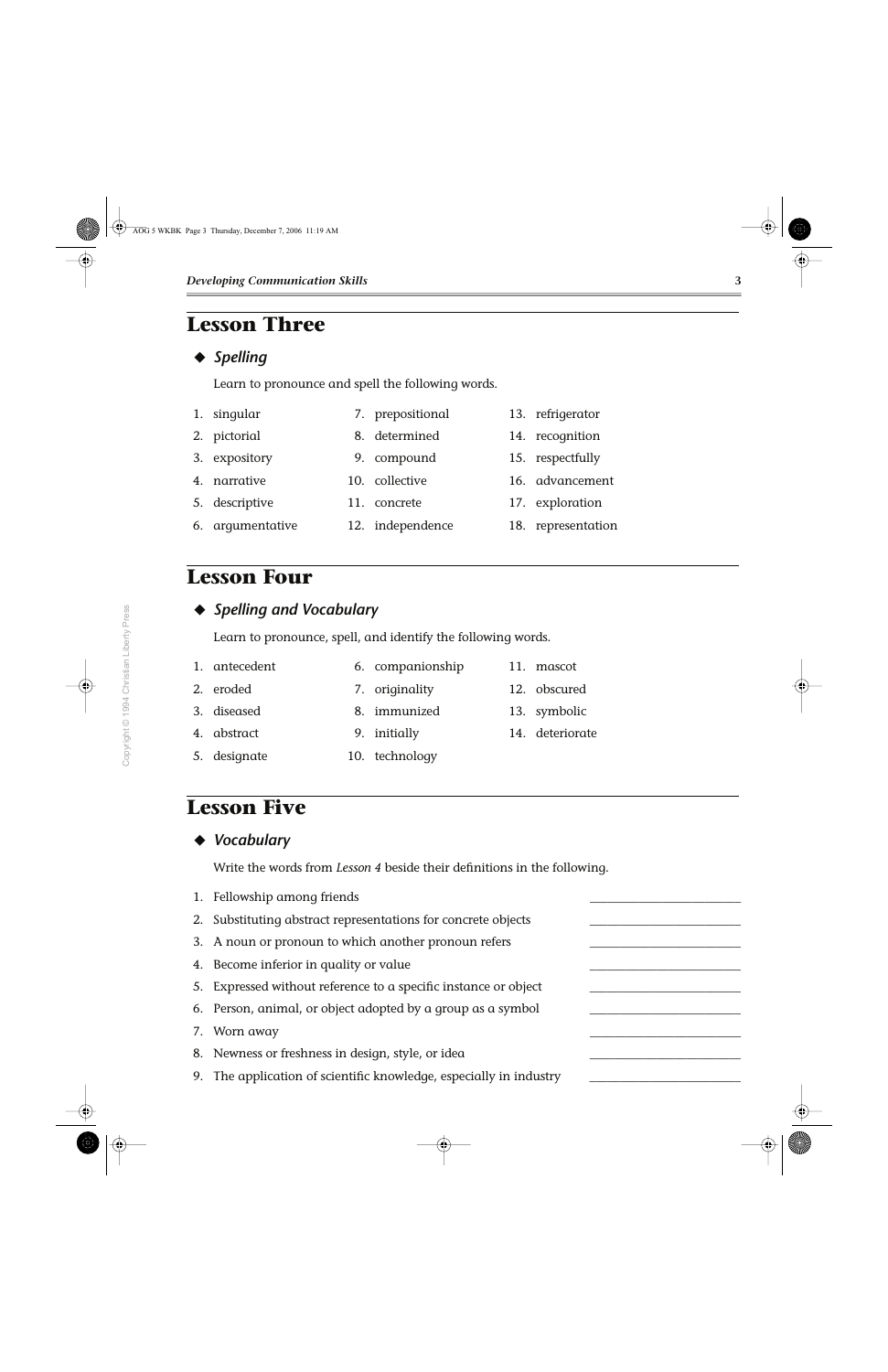# Lesson Three

### ◆ *Spelling*

Learn to pronounce and spell the following words.

1. singular
2. pictorial
3. expository
4. narrative
5. descriptive
6. argumentative
7. prepositional
8. determined
9. compound
10. collective
11. concrete
12. independence
13. refrigerator
14. recognition
15. respectfully
16. advancement
17. exploration
18. representation

# Lesson Four

### ◆ *Spelling and Vocabulary*

Learn to pronounce, spell, and identify the following words.

1. antecedent
2. eroded
3. diseased
4. abstract
5. designate
6. companionship
7. originality
8. immunized
9. initially
10. technology
11. mascot
12. obscured
13. symbolic
14. deteriorate

# Lesson Five

### ◆ *Vocabulary*

Write the words from *Lesson 4* beside their definitions in the following.

1. Fellowship among friends ______________________
2. Substituting abstract representations for concrete objects ______________________
3. A noun or pronoun to which another pronoun refers ______________________
4. Become inferior in quality or value ______________________
5. Expressed without reference to a specific instance or object ______________________
6. Person, animal, or object adopted by a group as a symbol ______________________
7. Worn away ______________________
8. Newness or freshness in design, style, or idea ______________________
9. The application of scientific knowledge, especially in industry ______________________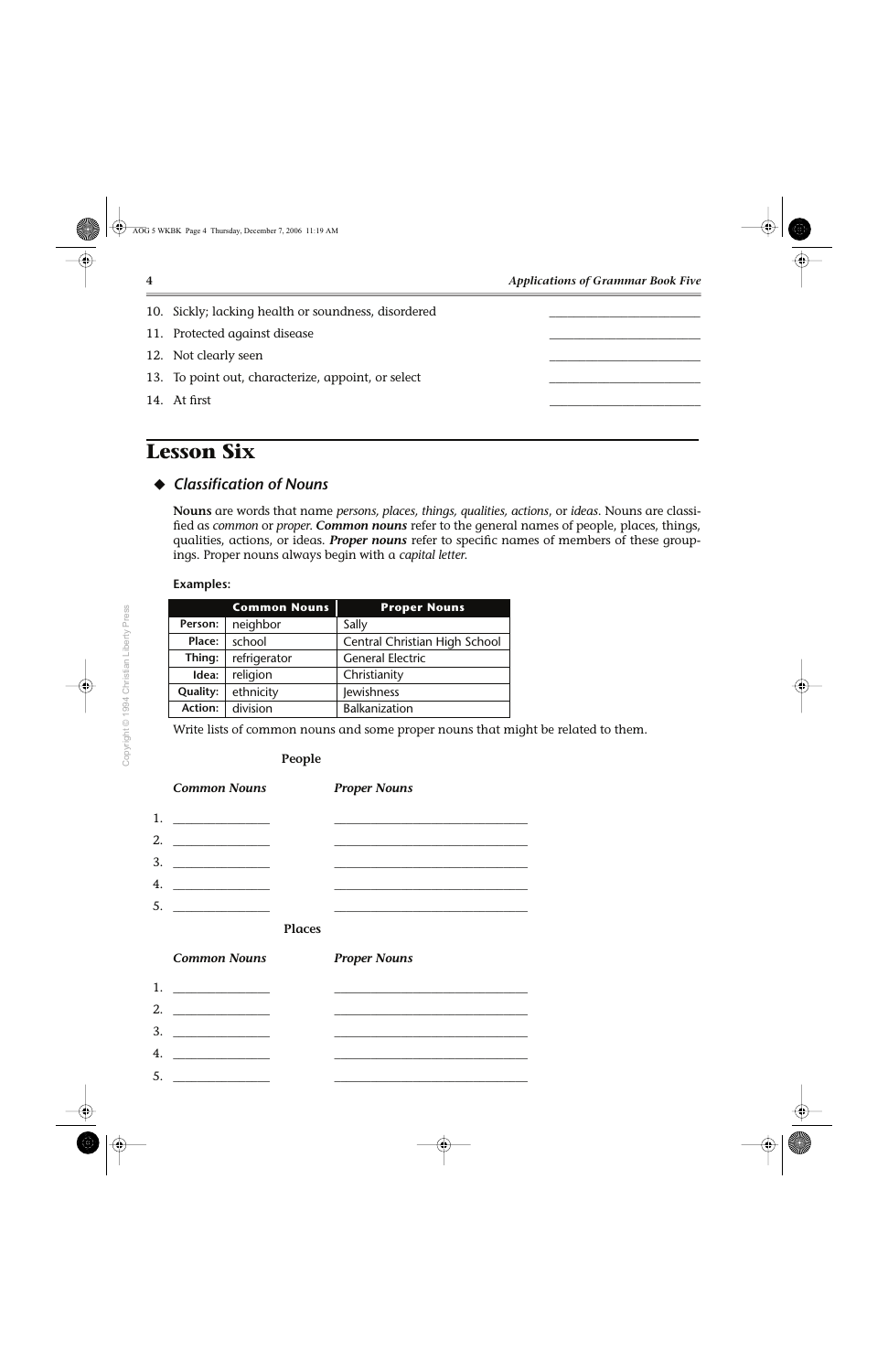10. Sickly; lacking health or soundness, disordered ____________________
11. Protected against disease ____________________
12. Not clearly seen ____________________
13. To point out, characterize, appoint, or select ____________________
14. At first ____________________

# Lesson Six

## ◆ *Classification of Nouns*

**Nouns** are words that name *persons, places, things, qualities, actions*, or *ideas*. Nouns are classified as *common* or *proper*. ***Common nouns*** refer to the general names of people, places, things, qualities, actions, or ideas. ***Proper nouns*** refer to specific names of members of these groupings. Proper nouns always begin with a *capital letter*.

**Examples:**

| | Common Nouns | Proper Nouns |
|---|---|---|
| **Person:** | neighbor | Sally |
| **Place:** | school | Central Christian High School |
| **Thing:** | refrigerator | General Electric |
| **Idea:** | religion | Christianity |
| **Quality:** | ethnicity | Jewishness |
| **Action:** | division | Balkanization |

Write lists of common nouns and some proper nouns that might be related to them.

**People**

| | *Common Nouns* | *Proper Nouns* |
|---|---|---|
| 1. | ____________ | ________________________ |
| 2. | ____________ | ________________________ |
| 3. | ____________ | ________________________ |
| 4. | ____________ | ________________________ |
| 5. | ____________ | ________________________ |

**Places**

| | *Common Nouns* | *Proper Nouns* |
|---|---|---|
| 1. | ____________ | ________________________ |
| 2. | ____________ | ________________________ |
| 3. | ____________ | ________________________ |
| 4. | ____________ | ________________________ |
| 5. | ____________ | ________________________ |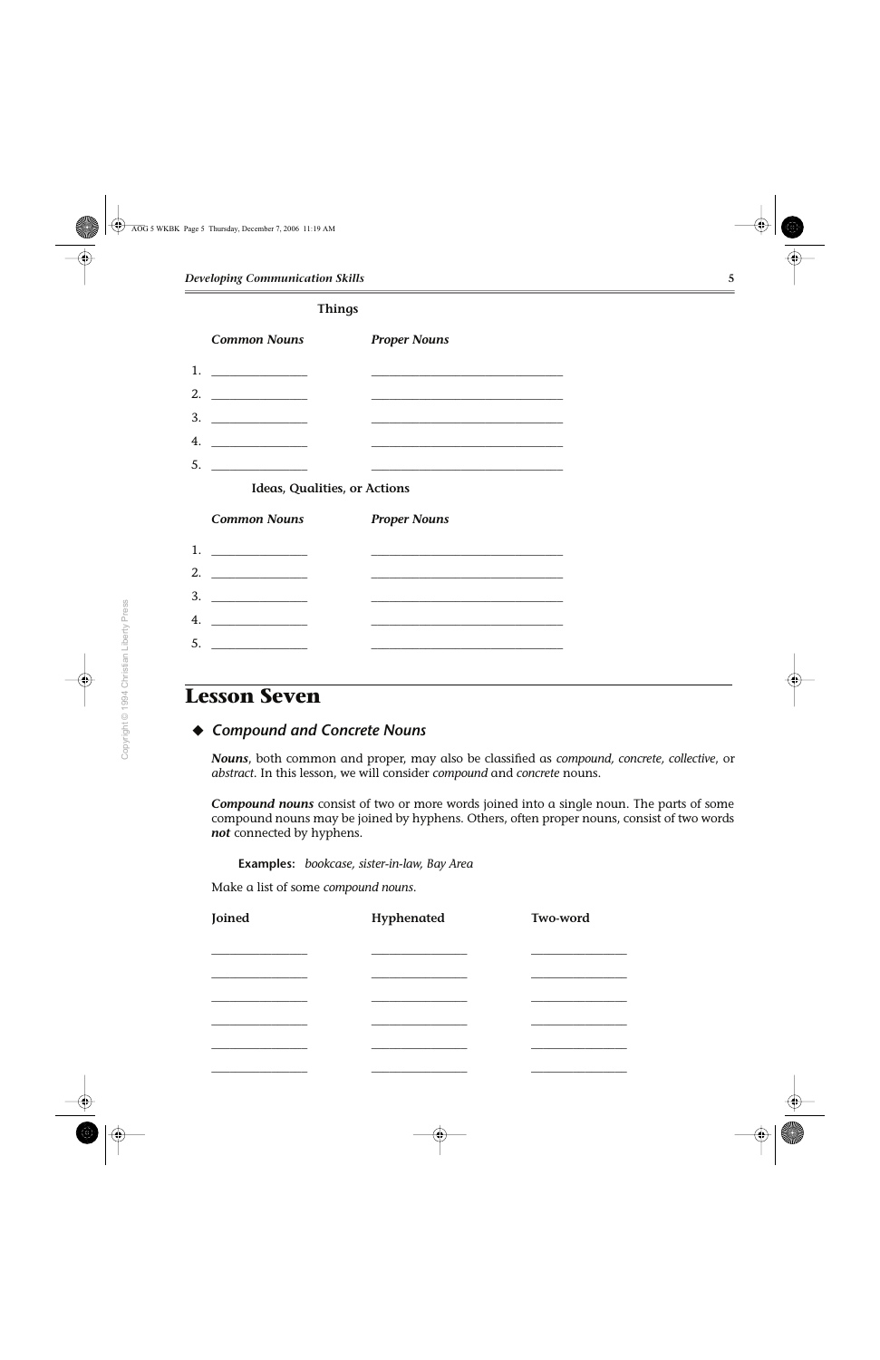**Things**

| | *Common Nouns* | *Proper Nouns* |
|---|---|---|
| 1. | _______________ | ______________________________ |
| 2. | _______________ | ______________________________ |
| 3. | _______________ | ______________________________ |
| 4. | _______________ | ______________________________ |
| 5. | _______________ | ______________________________ |

**Ideas, Qualities, or Actions**

| | *Common Nouns* | *Proper Nouns* |
|---|---|---|
| 1. | _______________ | ______________________________ |
| 2. | _______________ | ______________________________ |
| 3. | _______________ | ______________________________ |
| 4. | _______________ | ______________________________ |
| 5. | _______________ | ______________________________ |

# Lesson Seven

## ◆ *Compound and Concrete Nouns*

***Nouns***, both common and proper, may also be classified as *compound, concrete, collective*, or *abstract*. In this lesson, we will consider *compound* and *concrete* nouns.

***Compound nouns*** consist of two or more words joined into a single noun. The parts of some compound nouns may be joined by hyphens. Others, often proper nouns, consist of two words ***not*** connected by hyphens.

**Examples:** *bookcase, sister-in-law, Bay Area*

Make a list of some *compound nouns*.

| Joined | Hyphenated | Two-word |
|---|---|---|
| _______________ | _______________ | _______________ |
| _______________ | _______________ | _______________ |
| _______________ | _______________ | _______________ |
| _______________ | _______________ | _______________ |
| _______________ | _______________ | _______________ |
| _______________ | _______________ | _______________ |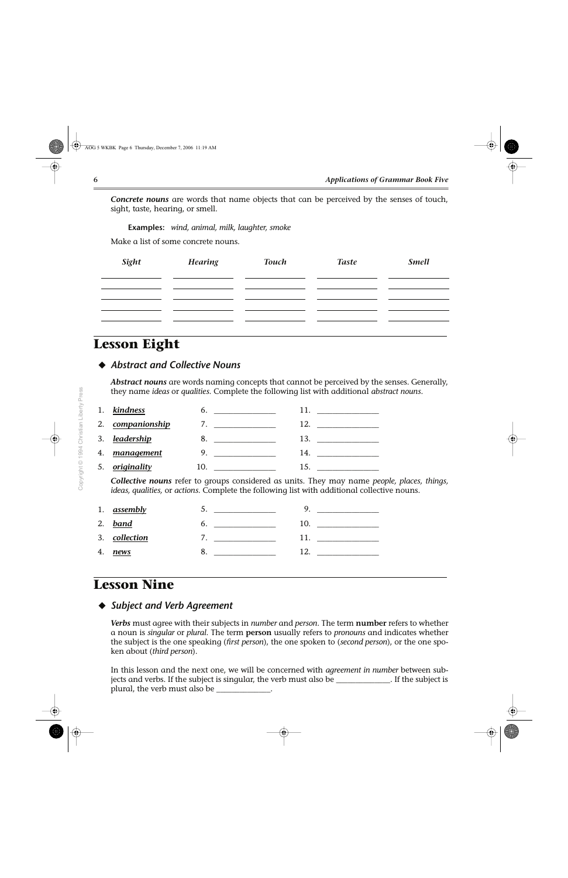***Concrete nouns*** are words that name objects that can be perceived by the senses of touch, sight, taste, hearing, or smell.

**Examples:** *wind, animal, milk, laughter, smoke*

Make a list of some concrete nouns.

| *Sight* | *Hearing* | *Touch* | *Taste* | *Smell* |
|---|---|---|---|---|
| ____________ | ____________ | ____________ | ____________ | ____________ |
| ____________ | ____________ | ____________ | ____________ | ____________ |
| ____________ | ____________ | ____________ | ____________ | ____________ |
| ____________ | ____________ | ____________ | ____________ | ____________ |
| ____________ | ____________ | ____________ | ____________ | ____________ |

# Lesson Eight

## ◆ *Abstract and Collective Nouns*

***Abstract nouns*** are words naming concepts that cannot be perceived by the senses. Generally, they name *ideas* or *qualities*. Complete the following list with additional *abstract nouns*.

1. ***kindness***
2. ***companionship***
3. ***leadership***
4. ***management***
5. ***originality***
6. ____________
7. ____________
8. ____________
9. ____________
10. ____________
11. ____________
12. ____________
13. ____________
14. ____________
15. ____________

***Collective nouns*** refer to groups considered as units. They may name *people, places, things, ideas, qualities,* or *actions*. Complete the following list with additional collective nouns.

1. ***assembly***
2. ***band***
3. ***collection***
4. ***news***
5. ____________
6. ____________
7. ____________
8. ____________
9. ____________
10. ____________
11. ____________
12. ____________

# Lesson Nine

## ◆ *Subject and Verb Agreement*

***Verbs*** must agree with their subjects in *number* and *person*. The term **number** refers to whether a noun is *singular* or *plural*. The term **person** usually refers to *pronouns* and indicates whether the subject is the one speaking (*first person*), the one spoken to (*second person*), or the one spoken about (*third person*).

In this lesson and the next one, we will be concerned with *agreement in number* between subjects and verbs. If the subject is singular, the verb must also be ______________. If the subject is plural, the verb must also be ______________.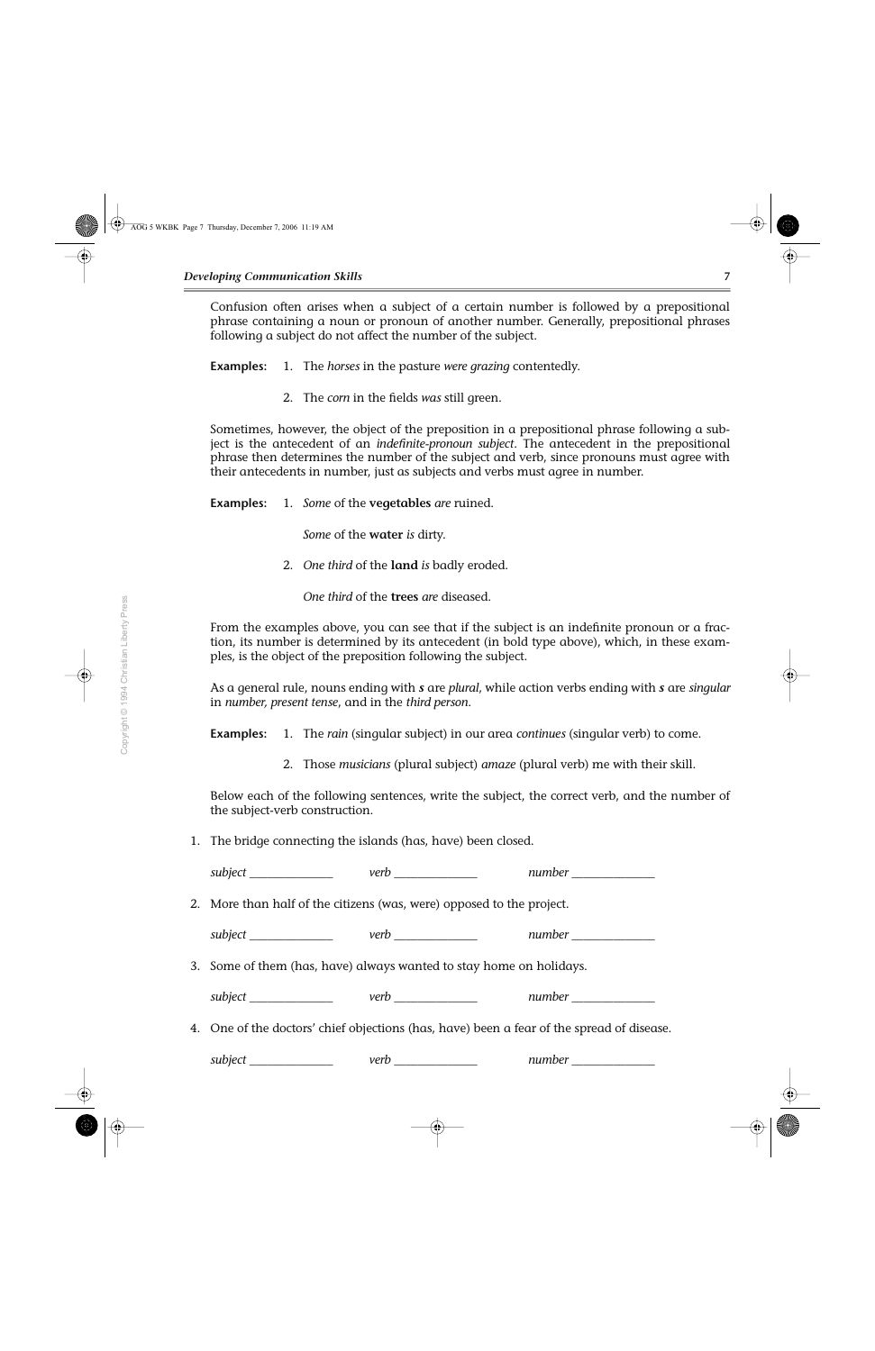Confusion often arises when a subject of a certain number is followed by a prepositional phrase containing a noun or pronoun of another number. Generally, prepositional phrases following a subject do not affect the number of the subject.

**Examples:**
1. The *horses* in the pasture *were grazing* contentedly.
2. The *corn* in the fields *was* still green.

Sometimes, however, the object of the preposition in a prepositional phrase following a subject is the antecedent of an *indefinite-pronoun subject*. The antecedent in the prepositional phrase then determines the number of the subject and verb, since pronouns must agree with their antecedents in number, just as subjects and verbs must agree in number.

**Examples:**
1. *Some* of the **vegetables** *are* ruined.

   *Some* of the **water** *is* dirty.
2. *One third* of the **land** *is* badly eroded.

   *One third* of the **trees** *are* diseased.

From the examples above, you can see that if the subject is an indefinite pronoun or a fraction, its number is determined by its antecedent (in bold type above), which, in these examples, is the object of the preposition following the subject.

As a general rule, nouns ending with ***s*** are *plural*, while action verbs ending with ***s*** are *singular* in *number, present tense*, and in the *third person*.

**Examples:**
1. The *rain* (singular subject) in our area *continues* (singular verb) to come.
2. Those *musicians* (plural subject) *amaze* (plural verb) me with their skill.

Below each of the following sentences, write the subject, the correct verb, and the number of the subject-verb construction.

1. The bridge connecting the islands (has, have) been closed.

   *subject* _____________ *verb* _____________ *number* _____________

2. More than half of the citizens (was, were) opposed to the project.

   *subject* _____________ *verb* _____________ *number* _____________

3. Some of them (has, have) always wanted to stay home on holidays.

   *subject* _____________ *verb* _____________ *number* _____________

4. One of the doctors' chief objections (has, have) been a fear of the spread of disease.

   *subject* _____________ *verb* _____________ *number* _____________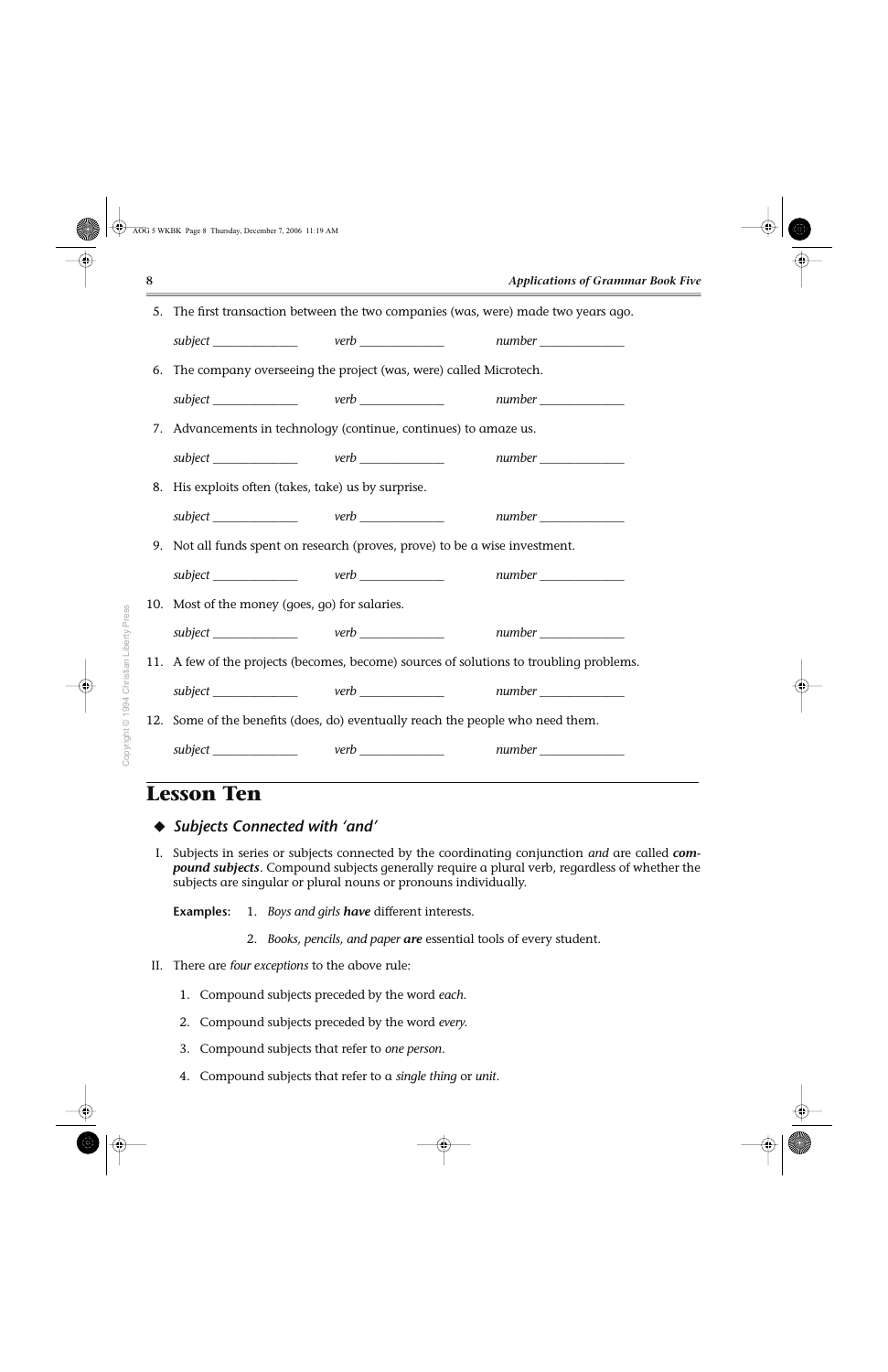5. The first transaction between the two companies (was, were) made two years ago.

   *subject* ______________ *verb* ______________ *number* ______________

6. The company overseeing the project (was, were) called Microtech.

   *subject* ______________ *verb* ______________ *number* ______________

7. Advancements in technology (continue, continues) to amaze us.

   *subject* ______________ *verb* ______________ *number* ______________

8. His exploits often (takes, take) us by surprise.

   *subject* ______________ *verb* ______________ *number* ______________

9. Not all funds spent on research (proves, prove) to be a wise investment.

   *subject* ______________ *verb* ______________ *number* ______________

10. Most of the money (goes, go) for salaries.

    *subject* ______________ *verb* ______________ *number* ______________

11. A few of the projects (becomes, become) sources of solutions to troubling problems.

    *subject* ______________ *verb* ______________ *number* ______________

12. Some of the benefits (does, do) eventually reach the people who need them.

    *subject* ______________ *verb* ______________ *number* ______________

# Lesson Ten

### ◆ *Subjects Connected with 'and'*

I. Subjects in series or subjects connected by the coordinating conjunction *and* are called ***compound subjects***. Compound subjects generally require a plural verb, regardless of whether the subjects are singular or plural nouns or pronouns individually.

**Examples:** 1. *Boys and girls **have*** different interests.

2. *Books, pencils, and paper **are*** essential tools of every student.

II. There are *four exceptions* to the above rule:

1. Compound subjects preceded by the word *each*.
2. Compound subjects preceded by the word *every*.
3. Compound subjects that refer to *one person*.
4. Compound subjects that refer to a *single thing* or *unit*.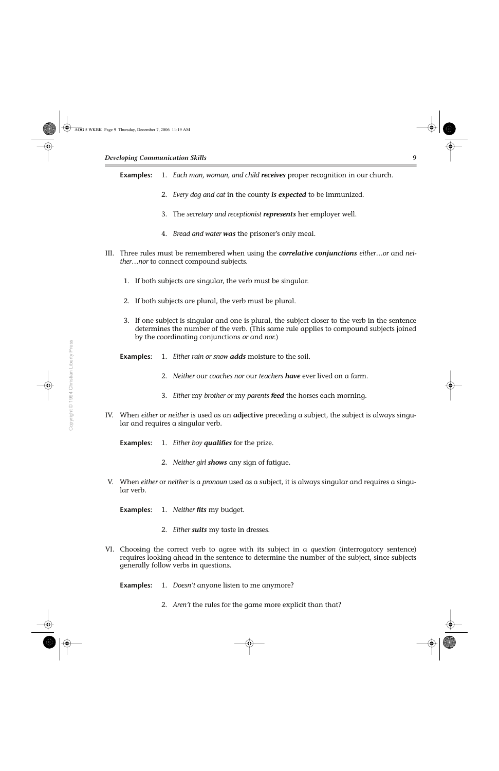**Examples:** 1. *Each man, woman, and child* ***receives*** proper recognition in our church.

2. *Every dog and cat* in the county ***is expected*** to be immunized.

3. The *secretary and receptionist* ***represents*** her employer well.

4. *Bread and water* ***was*** the prisoner's only meal.

III. Three rules must be remembered when using the ***correlative conjunctions*** *either…or* and *neither…nor* to connect compound subjects.

1. If both subjects are singular, the verb must be singular.

2. If both subjects are plural, the verb must be plural.

3. If one subject is singular and one is plural, the subject closer to the verb in the sentence determines the number of the verb. (This same rule applies to compound subjects joined by the coordinating conjunctions *or* and *nor.*)

**Examples:** 1. *Either rain or snow* ***adds*** moisture to the soil.

2. *Neither* our *coaches nor* our *teachers* ***have*** ever lived on a farm.

3. *Either* my *brother or* my *parents* ***feed*** the horses each morning.

IV. When *either* or *neither* is used as an **adjective** preceding a subject, the subject is always singular and requires a singular verb.

**Examples:** 1. *Either boy* ***qualifies*** for the prize.

2. *Neither girl* ***shows*** any sign of fatigue.

V. When *either* or *neither* is a *pronoun* used as a subject, it is always singular and requires a singular verb.

**Examples:** 1. *Neither* ***fits*** my budget.

2. *Either* ***suits*** my taste in dresses.

VI. Choosing the correct verb to agree with its subject in a *question* (interrogatory sentence) requires looking ahead in the sentence to determine the number of the subject, since subjects generally follow verbs in questions.

**Examples:** 1. *Doesn't* anyone listen to me anymore?

2. *Aren't* the rules for the game more explicit than that?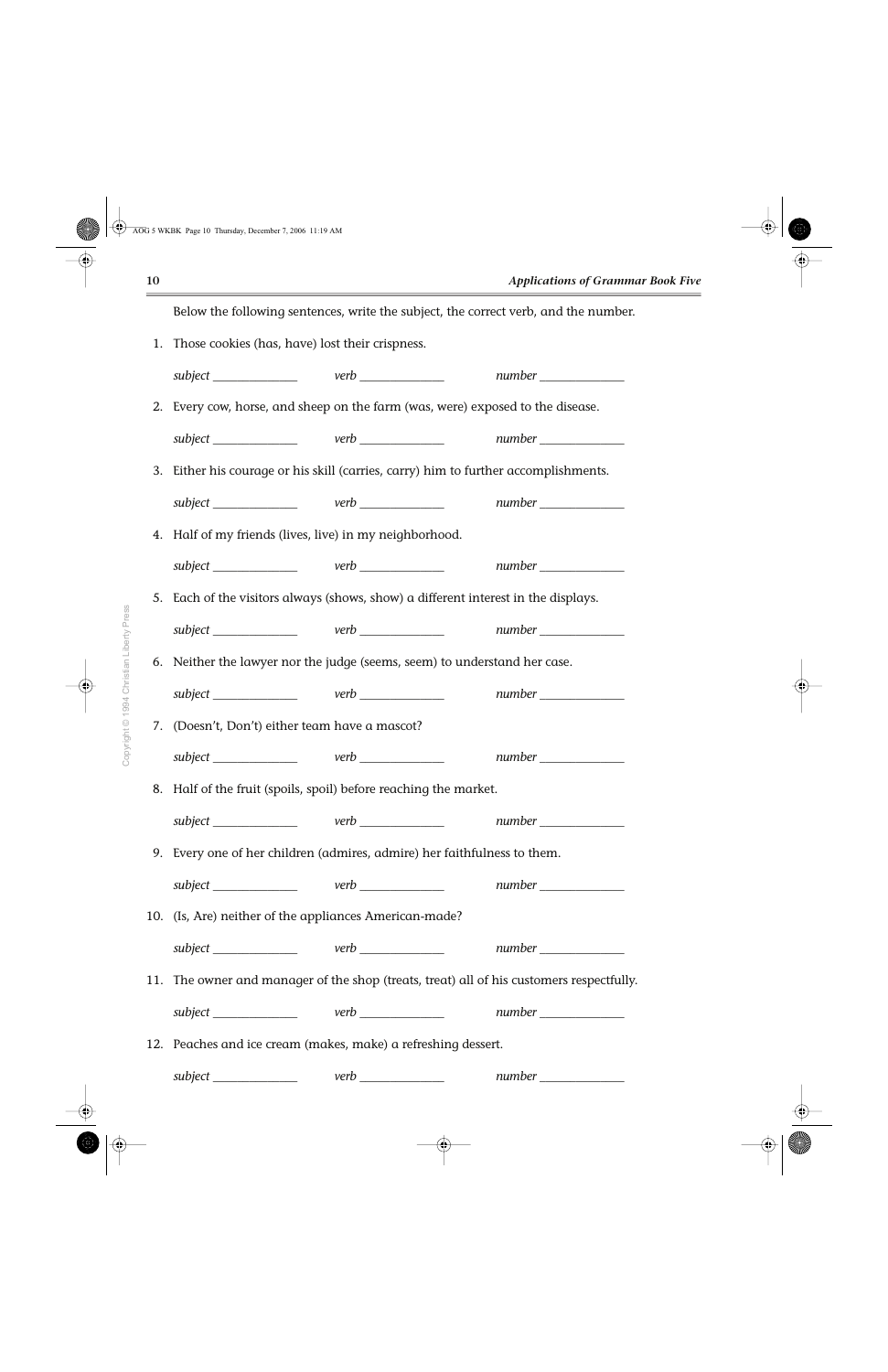Below the following sentences, write the subject, the correct verb, and the number.

1. Those cookies (has, have) lost their crispness.

   *subject* _____________ *verb* _____________ *number* _____________

2. Every cow, horse, and sheep on the farm (was, were) exposed to the disease.

   *subject* _____________ *verb* _____________ *number* _____________

3. Either his courage or his skill (carries, carry) him to further accomplishments.

   *subject* _____________ *verb* _____________ *number* _____________

4. Half of my friends (lives, live) in my neighborhood.

   *subject* _____________ *verb* _____________ *number* _____________

5. Each of the visitors always (shows, show) a different interest in the displays.

   *subject* _____________ *verb* _____________ *number* _____________

6. Neither the lawyer nor the judge (seems, seem) to understand her case.

   *subject* _____________ *verb* _____________ *number* _____________

7. (Doesn't, Don't) either team have a mascot?

   *subject* _____________ *verb* _____________ *number* _____________

8. Half of the fruit (spoils, spoil) before reaching the market.

   *subject* _____________ *verb* _____________ *number* _____________

9. Every one of her children (admires, admire) her faithfulness to them.

   *subject* _____________ *verb* _____________ *number* _____________

10. (Is, Are) neither of the appliances American-made?

    *subject* _____________ *verb* _____________ *number* _____________

11. The owner and manager of the shop (treats, treat) all of his customers respectfully.

    *subject* _____________ *verb* _____________ *number* _____________

12. Peaches and ice cream (makes, make) a refreshing dessert.

    *subject* _____________ *verb* _____________ *number* _____________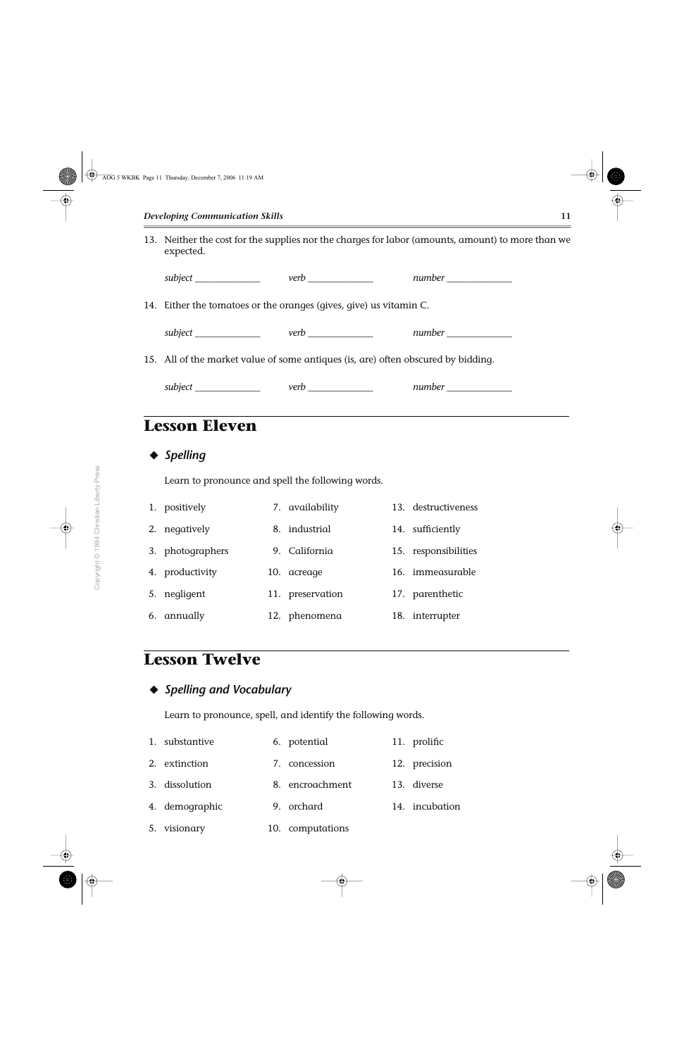13. Neither the cost for the supplies nor the charges for labor (amounts, amount) to more than we expected.

    *subject* _____________ *verb* _____________ *number* _____________

14. Either the tomatoes or the oranges (gives, give) us vitamin C.

    *subject* _____________ *verb* _____________ *number* _____________

15. All of the market value of some antiques (is, are) often obscured by bidding.

    *subject* _____________ *verb* _____________ *number* _____________

# Lesson Eleven

## ◆ *Spelling*

Learn to pronounce and spell the following words.

1. positively
2. negatively
3. photographers
4. productivity
5. negligent
6. annually
7. availability
8. industrial
9. California
10. acreage
11. preservation
12. phenomena
13. destructiveness
14. sufficiently
15. responsibilities
16. immeasurable
17. parenthetic
18. interrupter

# Lesson Twelve

## ◆ *Spelling and Vocabulary*

Learn to pronounce, spell, and identify the following words.

1. substantive
2. extinction
3. dissolution
4. demographic
5. visionary
6. potential
7. concession
8. encroachment
9. orchard
10. computations
11. prolific
12. precision
13. diverse
14. incubation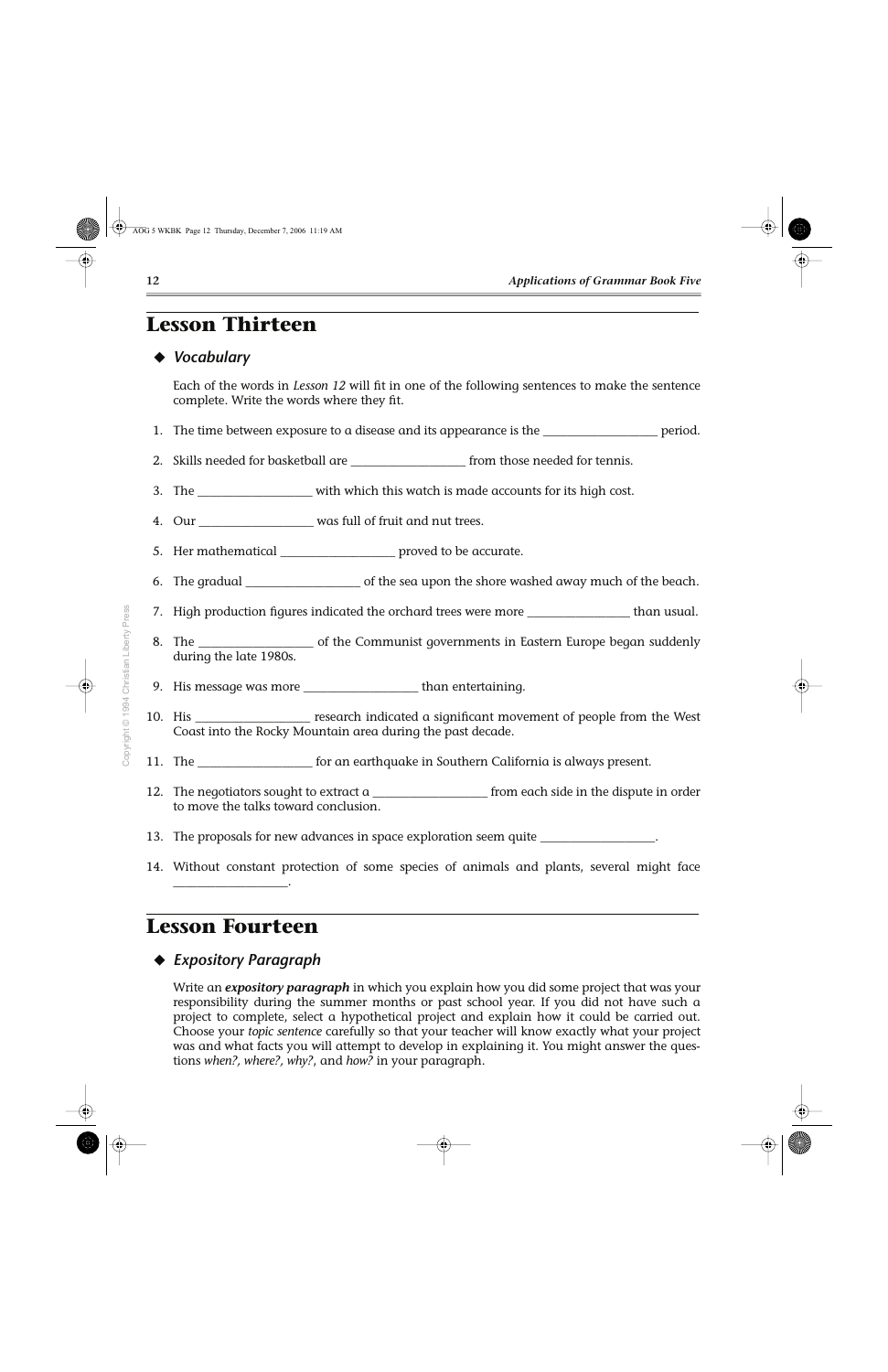# Lesson Thirteen

## ◆ *Vocabulary*

Each of the words in *Lesson 12* will fit in one of the following sentences to make the sentence complete. Write the words where they fit.

1. The time between exposure to a disease and its appearance is the __________________ period.
2. Skills needed for basketball are __________________ from those needed for tennis.
3. The __________________ with which this watch is made accounts for its high cost.
4. Our __________________ was full of fruit and nut trees.
5. Her mathematical __________________ proved to be accurate.
6. The gradual __________________ of the sea upon the shore washed away much of the beach.
7. High production figures indicated the orchard trees were more ________________ than usual.
8. The __________________ of the Communist governments in Eastern Europe began suddenly during the late 1980s.
9. His message was more __________________ than entertaining.
10. His __________________ research indicated a significant movement of people from the West Coast into the Rocky Mountain area during the past decade.
11. The __________________ for an earthquake in Southern California is always present.
12. The negotiators sought to extract a __________________ from each side in the dispute in order to move the talks toward conclusion.
13. The proposals for new advances in space exploration seem quite __________________.
14. Without constant protection of some species of animals and plants, several might face __________________.

# Lesson Fourteen

## ◆ *Expository Paragraph*

Write an ***expository paragraph*** in which you explain how you did some project that was your responsibility during the summer months or past school year. If you did not have such a project to complete, select a hypothetical project and explain how it could be carried out. Choose your *topic sentence* carefully so that your teacher will know exactly what your project was and what facts you will attempt to develop in explaining it. You might answer the questions *when?*, *where?*, *why?*, and *how?* in your paragraph.